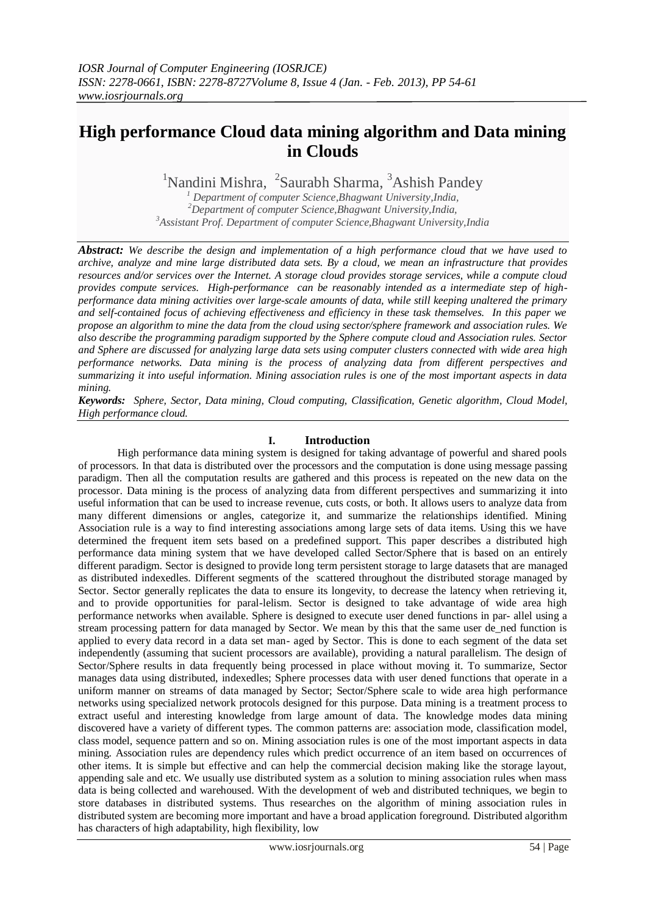# High performance Cloud data mining algorithm and Data mining in Clouds

[1]Nandini Mishra, [2]Saurabh Sharma, [3]Ashish Pandey

[1] *Department of computer Science,Bhagwant University,India,*
[2]*Department of computer Science,Bhagwant University,India,*
[3]*Assistant Prof. Department of computer Science,Bhagwant University,India*

***Abstract:*** *We describe the design and implementation of a high performance cloud that we have used to archive, analyze and mine large distributed data sets. By a cloud, we mean an infrastructure that provides resources and/or services over the Internet. A storage cloud provides storage services, while a compute cloud provides compute services. High-performance can be reasonably intended as a intermediate step of high-performance data mining activities over large-scale amounts of data, while still keeping unaltered the primary and self-contained focus of achieving effectiveness and efficiency in these task themselves. In this paper we propose an algorithm to mine the data from the cloud using sector/sphere framework and association rules. We also describe the programming paradigm supported by the Sphere compute cloud and Association rules. Sector and Sphere are discussed for analyzing large data sets using computer clusters connected with wide area high performance networks. Data mining is the process of analyzing data from different perspectives and summarizing it into useful information. Mining association rules is one of the most important aspects in data mining.*

***Keywords:*** *Sphere, Sector, Data mining, Cloud computing, Classification, Genetic algorithm, Cloud Model, High performance cloud.*

## I. Introduction

High performance data mining system is designed for taking advantage of powerful and shared pools of processors. In that data is distributed over the processors and the computation is done using message passing paradigm. Then all the computation results are gathered and this process is repeated on the new data on the processor. Data mining is the process of analyzing data from different perspectives and summarizing it into useful information that can be used to increase revenue, cuts costs, or both. It allows users to analyze data from many different dimensions or angles, categorize it, and summarize the relationships identified. Mining Association rule is a way to find interesting associations among large sets of data items. Using this we have determined the frequent item sets based on a predefined support. This paper describes a distributed high performance data mining system that we have developed called Sector/Sphere that is based on an entirely different paradigm. Sector is designed to provide long term persistent storage to large datasets that are managed as distributed indexedles. Different segments of the scattered throughout the distributed storage managed by Sector. Sector generally replicates the data to ensure its longevity, to decrease the latency when retrieving it, and to provide opportunities for paral-lelism. Sector is designed to take advantage of wide area high performance networks when available. Sphere is designed to execute user dened functions in par- allel using a stream processing pattern for data managed by Sector. We mean by this that the same user de_ned function is applied to every data record in a data set man- aged by Sector. This is done to each segment of the data set independently (assuming that sucient processors are available), providing a natural parallelism. The design of Sector/Sphere results in data frequently being processed in place without moving it. To summarize, Sector manages data using distributed, indexedles; Sphere processes data with user dened functions that operate in a uniform manner on streams of data managed by Sector; Sector/Sphere scale to wide area high performance networks using specialized network protocols designed for this purpose. Data mining is a treatment process to extract useful and interesting knowledge from large amount of data. The knowledge modes data mining discovered have a variety of different types. The common patterns are: association mode, classification model, class model, sequence pattern and so on. Mining association rules is one of the most important aspects in data mining. Association rules are dependency rules which predict occurrence of an item based on occurrences of other items. It is simple but effective and can help the commercial decision making like the storage layout, appending sale and etc. We usually use distributed system as a solution to mining association rules when mass data is being collected and warehoused. With the development of web and distributed techniques, we begin to store databases in distributed systems. Thus researches on the algorithm of mining association rules in distributed system are becoming more important and have a broad application foreground. Distributed algorithm has characters of high adaptability, high flexibility, low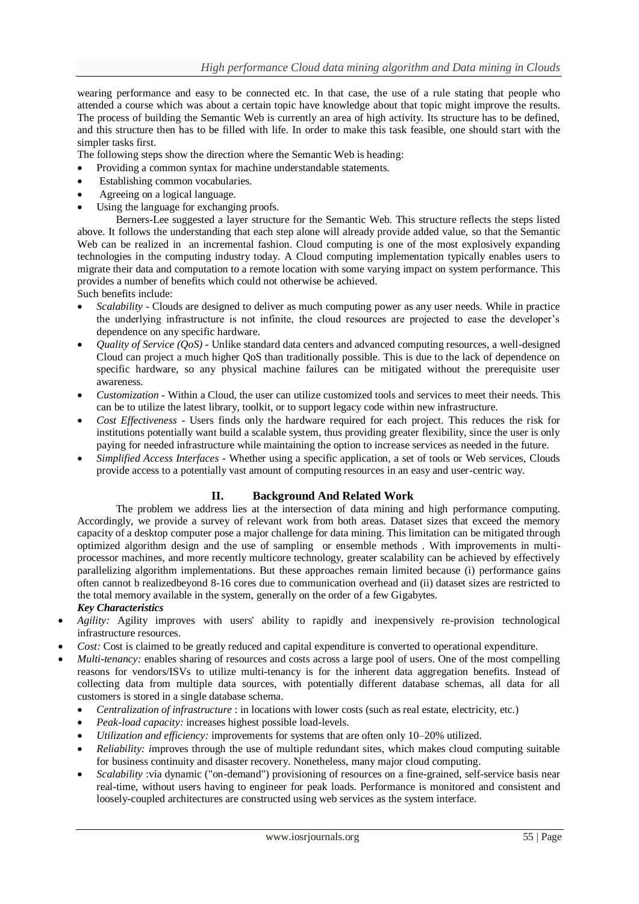wearing performance and easy to be connected etc. In that case, the use of a rule stating that people who attended a course which was about a certain topic have knowledge about that topic might improve the results. The process of building the Semantic Web is currently an area of high activity. Its structure has to be defined, and this structure then has to be filled with life. In order to make this task feasible, one should start with the simpler tasks first.

The following steps show the direction where the Semantic Web is heading:

- Providing a common syntax for machine understandable statements.
- Establishing common vocabularies.
- Agreeing on a logical language.
- Using the language for exchanging proofs.

Berners-Lee suggested a layer structure for the Semantic Web. This structure reflects the steps listed above. It follows the understanding that each step alone will already provide added value, so that the Semantic Web can be realized in an incremental fashion. Cloud computing is one of the most explosively expanding technologies in the computing industry today. A Cloud computing implementation typically enables users to migrate their data and computation to a remote location with some varying impact on system performance. This provides a number of benefits which could not otherwise be achieved.

Such benefits include:

- *Scalability* - Clouds are designed to deliver as much computing power as any user needs. While in practice the underlying infrastructure is not infinite, the cloud resources are projected to ease the developer's dependence on any specific hardware.
- *Quality of Service (QoS)* - Unlike standard data centers and advanced computing resources, a well-designed Cloud can project a much higher QoS than traditionally possible. This is due to the lack of dependence on specific hardware, so any physical machine failures can be mitigated without the prerequisite user awareness.
- *Customization* - Within a Cloud, the user can utilize customized tools and services to meet their needs. This can be to utilize the latest library, toolkit, or to support legacy code within new infrastructure.
- *Cost Effectiveness* - Users finds only the hardware required for each project. This reduces the risk for institutions potentially want build a scalable system, thus providing greater flexibility, since the user is only paying for needed infrastructure while maintaining the option to increase services as needed in the future.
- *Simplified Access Interfaces* - Whether using a specific application, a set of tools or Web services, Clouds provide access to a potentially vast amount of computing resources in an easy and user-centric way.

## II. Background And Related Work

The problem we address lies at the intersection of data mining and high performance computing. Accordingly, we provide a survey of relevant work from both areas. Dataset sizes that exceed the memory capacity of a desktop computer pose a major challenge for data mining. This limitation can be mitigated through optimized algorithm design and the use of sampling or ensemble methods . With improvements in multi-processor machines, and more recently multicore technology, greater scalability can be achieved by effectively parallelizing algorithm implementations. But these approaches remain limited because (i) performance gains often cannot b realizedbeyond 8-16 cores due to communication overhead and (ii) dataset sizes are restricted to the total memory available in the system, generally on the order of a few Gigabytes.

***Key Characteristics***

- *Agility:* Agility improves with users' ability to rapidly and inexpensively re-provision technological infrastructure resources.
- *Cost:* Cost is claimed to be greatly reduced and capital expenditure is converted to operational expenditure.
- *Multi-tenancy:* enables sharing of resources and costs across a large pool of users. One of the most compelling reasons for vendors/ISVs to utilize multi-tenancy is for the inherent data aggregation benefits. Instead of collecting data from multiple data sources, with potentially different database schemas, all data for all customers is stored in a single database schema.
  - *Centralization of infrastructure* : in locations with lower costs (such as real estate, electricity, etc.)
  - *Peak-load capacity:* increases highest possible load-levels.
  - *Utilization and efficiency:* improvements for systems that are often only 10–20% utilized.
  - *Reliability: i*mproves through the use of multiple redundant sites, which makes cloud computing suitable for business continuity and disaster recovery. Nonetheless, many major cloud computing.
  - *Scalability* :via dynamic ("on-demand") provisioning of resources on a fine-grained, self-service basis near real-time, without users having to engineer for peak loads. Performance is monitored and consistent and loosely-coupled architectures are constructed using web services as the system interface.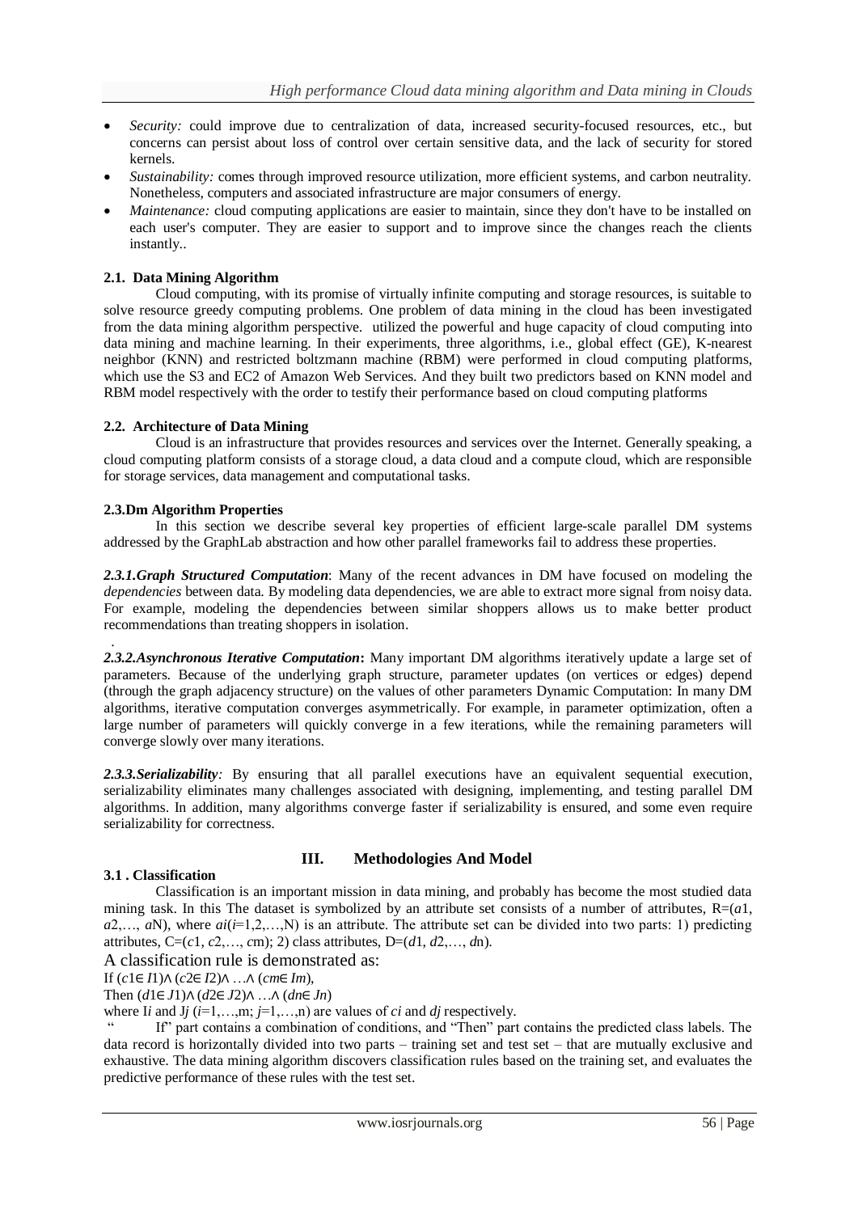- *Security:* could improve due to centralization of data, increased security-focused resources, etc., but concerns can persist about loss of control over certain sensitive data, and the lack of security for stored kernels.
- *Sustainability:* comes through improved resource utilization, more efficient systems, and carbon neutrality. Nonetheless, computers and associated infrastructure are major consumers of energy.
- *Maintenance:* cloud computing applications are easier to maintain, since they don't have to be installed on each user's computer. They are easier to support and to improve since the changes reach the clients instantly..

### 2.1. Data Mining Algorithm

Cloud computing, with its promise of virtually infinite computing and storage resources, is suitable to solve resource greedy computing problems. One problem of data mining in the cloud has been investigated from the data mining algorithm perspective. utilized the powerful and huge capacity of cloud computing into data mining and machine learning. In their experiments, three algorithms, i.e., global effect (GE), K-nearest neighbor (KNN) and restricted boltzmann machine (RBM) were performed in cloud computing platforms, which use the S3 and EC2 of Amazon Web Services. And they built two predictors based on KNN model and RBM model respectively with the order to testify their performance based on cloud computing platforms

### 2.2. Architecture of Data Mining

Cloud is an infrastructure that provides resources and services over the Internet. Generally speaking, a cloud computing platform consists of a storage cloud, a data cloud and a compute cloud, which are responsible for storage services, data management and computational tasks.

### 2.3.Dm Algorithm Properties

In this section we describe several key properties of efficient large-scale parallel DM systems addressed by the GraphLab abstraction and how other parallel frameworks fail to address these properties.

***2.3.1.Graph Structured Computation***: Many of the recent advances in DM have focused on modeling the *dependencies* between data. By modeling data dependencies, we are able to extract more signal from noisy data. For example, modeling the dependencies between similar shoppers allows us to make better product recommendations than treating shoppers in isolation.

***2.3.2.Asynchronous Iterative Computation*****:** Many important DM algorithms iteratively update a large set of parameters. Because of the underlying graph structure, parameter updates (on vertices or edges) depend (through the graph adjacency structure) on the values of other parameters Dynamic Computation: In many DM algorithms, iterative computation converges asymmetrically. For example, in parameter optimization, often a large number of parameters will quickly converge in a few iterations, while the remaining parameters will converge slowly over many iterations.

***2.3.3.Serializability****:* By ensuring that all parallel executions have an equivalent sequential execution, serializability eliminates many challenges associated with designing, implementing, and testing parallel DM algorithms. In addition, many algorithms converge faster if serializability is ensured, and some even require serializability for correctness.

## III. Methodologies And Model

### 3.1 . Classification

Classification is an important mission in data mining, and probably has become the most studied data mining task. In this The dataset is symbolized by an attribute set consists of a number of attributes, $R=(a_1, a_2,\dots, a_N)$, where $a_i (i=1,2,\dots,N)$ is an attribute. The attribute set can be divided into two parts: 1) predicting attributes, $C=(c_1, c_2,\dots, c_m)$; 2) class attributes, $D=(d_1, d_2,\dots, d_n)$.

A classification rule is demonstrated as:

If $(c_1 \in I_1) \wedge (c_2 \in I_2) \wedge \dots \wedge (c_m \in I_m)$,

Then $(d_1 \in J_1) \wedge (d_2 \in J_2) \wedge \dots \wedge (d_n \in J_n)$

where $I_i$ and $J_j$ ($i=1,\dots,m$; $j=1,\dots,n$) are values of $c_i$ and $d_j$ respectively.

" If" part contains a combination of conditions, and "Then" part contains the predicted class labels. The data record is horizontally divided into two parts – training set and test set – that are mutually exclusive and exhaustive. The data mining algorithm discovers classification rules based on the training set, and evaluates the predictive performance of these rules with the test set.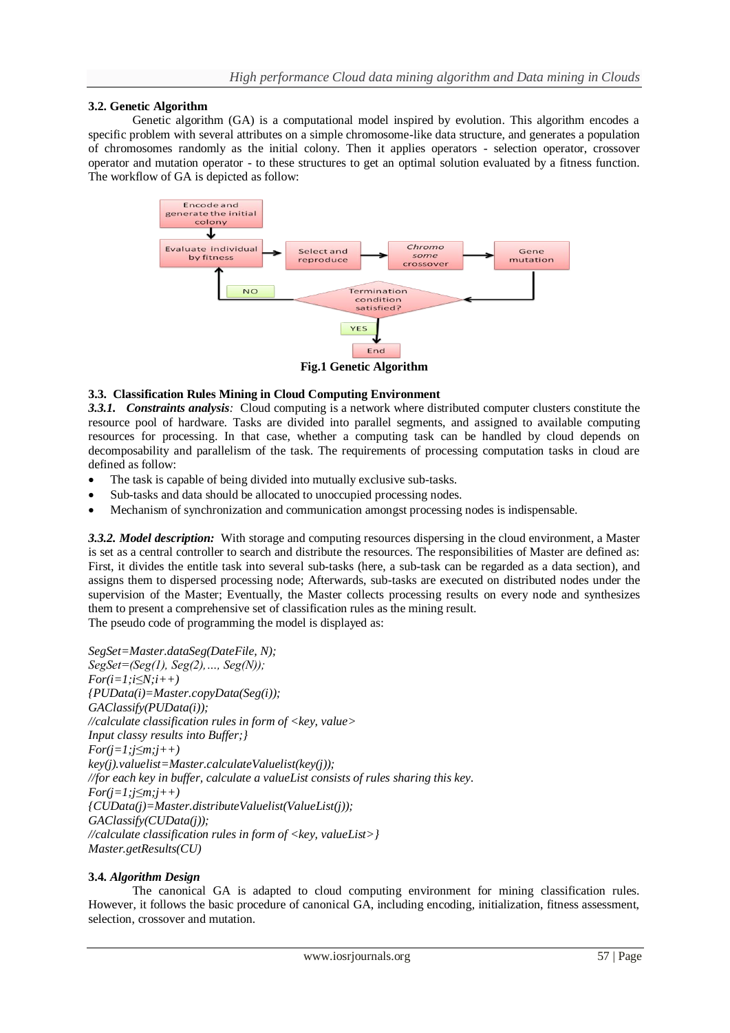### 3.2. Genetic Algorithm

Genetic algorithm (GA) is a computational model inspired by evolution. This algorithm encodes a specific problem with several attributes on a simple chromosome-like data structure, and generates a population of chromosomes randomly as the initial colony. Then it applies operators - selection operator, crossover operator and mutation operator - to these structures to get an optimal solution evaluated by a fitness function. The workflow of GA is depicted as follow:

**Fig.1 Genetic Algorithm**

### 3.3. Classification Rules Mining in Cloud Computing Environment

***3.3.1. Constraints analysis**:* Cloud computing is a network where distributed computer clusters constitute the resource pool of hardware. Tasks are divided into parallel segments, and assigned to available computing resources for processing. In that case, whether a computing task can be handled by cloud depends on decomposability and parallelism of the task. The requirements of processing computation tasks in cloud are defined as follow:

- The task is capable of being divided into mutually exclusive sub-tasks.
- Sub-tasks and data should be allocated to unoccupied processing nodes.
- Mechanism of synchronization and communication amongst processing nodes is indispensable.

***3.3.2. Model description:*** With storage and computing resources dispersing in the cloud environment, a Master is set as a central controller to search and distribute the resources. The responsibilities of Master are defined as: First, it divides the entitle task into several sub-tasks (here, a sub-task can be regarded as a data section), and assigns them to dispersed processing node; Afterwards, sub-tasks are executed on distributed nodes under the supervision of the Master; Eventually, the Master collects processing results on every node and synthesizes them to present a comprehensive set of classification rules as the mining result.
The pseudo code of programming the model is displayed as:

```
SegSet=Master.dataSeg(DateFile, N);
SegSet=(Seg(1), Seg(2),..., Seg(N));
For(i=1;i≤N;i++)
{PUData(i)=Master.copyData(Seg(i));
GAClassify(PUData(i));
//calculate classification rules in form of <key, value>
Input classy results into Buffer;}
For(j=1;j≤m;j++)
key(j).valuelist=Master.calculateValuelist(key(j));
//for each key in buffer, calculate a valueList consists of rules sharing this key.
For(j=1;j≤m;j++)
{CUData(j)=Master.distributeValuelist(ValueList(j));
GAClassify(CUData(j));
//calculate classification rules in form of <key, valueList>}
Master.getResults(CU)
```

### 3.4. *Algorithm Design*

The canonical GA is adapted to cloud computing environment for mining classification rules. However, it follows the basic procedure of canonical GA, including encoding, initialization, fitness assessment, selection, crossover and mutation.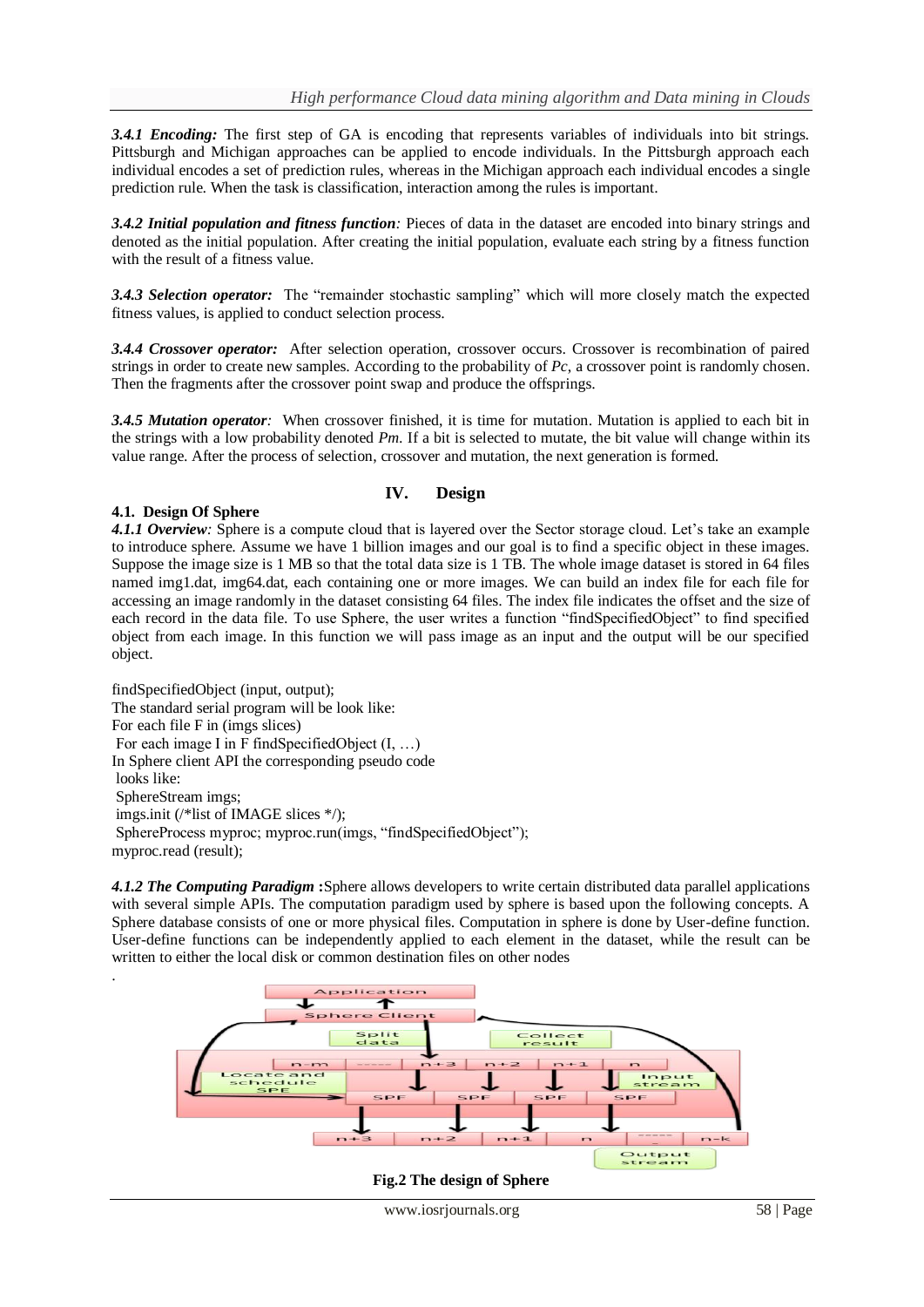***3.4.1 Encoding:*** The first step of GA is encoding that represents variables of individuals into bit strings. Pittsburgh and Michigan approaches can be applied to encode individuals. In the Pittsburgh approach each individual encodes a set of prediction rules, whereas in the Michigan approach each individual encodes a single prediction rule. When the task is classification, interaction among the rules is important.

***3.4.2 Initial population and fitness function:*** Pieces of data in the dataset are encoded into binary strings and denoted as the initial population. After creating the initial population, evaluate each string by a fitness function with the result of a fitness value.

***3.4.3 Selection operator:*** The "remainder stochastic sampling" which will more closely match the expected fitness values, is applied to conduct selection process.

***3.4.4 Crossover operator:*** After selection operation, crossover occurs. Crossover is recombination of paired strings in order to create new samples. According to the probability of *Pc*, a crossover point is randomly chosen. Then the fragments after the crossover point swap and produce the offsprings.

***3.4.5 Mutation operator:*** When crossover finished, it is time for mutation. Mutation is applied to each bit in the strings with a low probability denoted *Pm*. If a bit is selected to mutate, the bit value will change within its value range. After the process of selection, crossover and mutation, the next generation is formed.

# IV. Design

## 4.1. Design Of Sphere

***4.1.1 Overview:*** Sphere is a compute cloud that is layered over the Sector storage cloud. Let's take an example to introduce sphere. Assume we have 1 billion images and our goal is to find a specific object in these images. Suppose the image size is 1 MB so that the total data size is 1 TB. The whole image dataset is stored in 64 files named img1.dat, img64.dat, each containing one or more images. We can build an index file for each file for accessing an image randomly in the dataset consisting 64 files. The index file indicates the offset and the size of each record in the data file. To use Sphere, the user writes a function "findSpecifiedObject" to find specified object from each image. In this function we will pass image as an input and the output will be our specified object.

findSpecifiedObject (input, output);
The standard serial program will be look like:
For each file F in (imgs slices)
For each image I in F findSpecifiedObject (I, …)
In Sphere client API the corresponding pseudo code looks like:
SphereStream imgs;
imgs.init (/*list of IMAGE slices */);
SphereProcess myproc; myproc.run(imgs, "findSpecifiedObject");
myproc.read (result);

***4.1.2 The Computing Paradigm*** **:**Sphere allows developers to write certain distributed data parallel applications with several simple APIs. The computation paradigm used by sphere is based upon the following concepts. A Sphere database consists of one or more physical files. Computation in sphere is done by User-define function. User-define functions can be independently applied to each element in the dataset, while the result can be written to either the local disk or common destination files on other nodes

.

**Fig.2 The design of Sphere**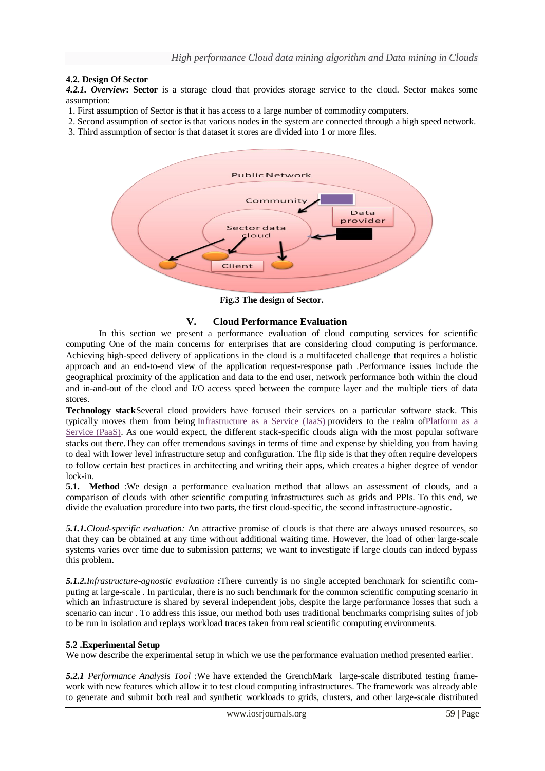### 4.2. Design Of Sector

***4.2.1. Overview*: Sector** is a storage cloud that provides storage service to the cloud. Sector makes some assumption:

1. First assumption of Sector is that it has access to a large number of commodity computers.
2. Second assumption of sector is that various nodes in the system are connected through a high speed network.
3. Third assumption of sector is that dataset it stores are divided into 1 or more files.

**Fig.3 The design of Sector.**

## V. Cloud Performance Evaluation

In this section we present a performance evaluation of cloud computing services for scientific computing One of the main concerns for enterprises that are considering cloud computing is performance. Achieving high-speed delivery of applications in the cloud is a multifaceted challenge that requires a holistic approach and an end-to-end view of the application request-response path .Performance issues include the geographical proximity of the application and data to the end user, network performance both within the cloud and in-and-out of the cloud and I/O access speed between the compute layer and the multiple tiers of data stores.

**Technology stack**Several cloud providers have focused their services on a particular software stack. This typically moves them from being Infrastructure as a Service (IaaS) providers to the realm ofPlatform as a Service (PaaS). As one would expect, the different stack-specific clouds align with the most popular software stacks out there.They can offer tremendous savings in terms of time and expense by shielding you from having to deal with lower level infrastructure setup and configuration. The flip side is that they often require developers to follow certain best practices in architecting and writing their apps, which creates a higher degree of vendor lock-in.

**5.1. Method** :We design a performance evaluation method that allows an assessment of clouds, and a comparison of clouds with other scientific computing infrastructures such as grids and PPIs. To this end, we divide the evaluation procedure into two parts, the first cloud-specific, the second infrastructure-agnostic.

***5.1.1.****Cloud-specific evaluation:* An attractive promise of clouds is that there are always unused resources, so that they can be obtained at any time without additional waiting time. However, the load of other large-scale systems varies over time due to submission patterns; we want to investigate if large clouds can indeed bypass this problem.

***5.1.2.****Infrastructure-agnostic evaluation* **:**There currently is no single accepted benchmark for scientific computing at large-scale . In particular, there is no such benchmark for the common scientific computing scenario in which an infrastructure is shared by several independent jobs, despite the large performance losses that such a scenario can incur . To address this issue, our method both uses traditional benchmarks comprising suites of job to be run in isolation and replays workload traces taken from real scientific computing environments.

### 5.2 .Experimental Setup

We now describe the experimental setup in which we use the performance evaluation method presented earlier.

***5.2.1*** *Performance Analysis Tool* :We have extended the GrenchMark large-scale distributed testing framework with new features which allow it to test cloud computing infrastructures. The framework was already able to generate and submit both real and synthetic workloads to grids, clusters, and other large-scale distributed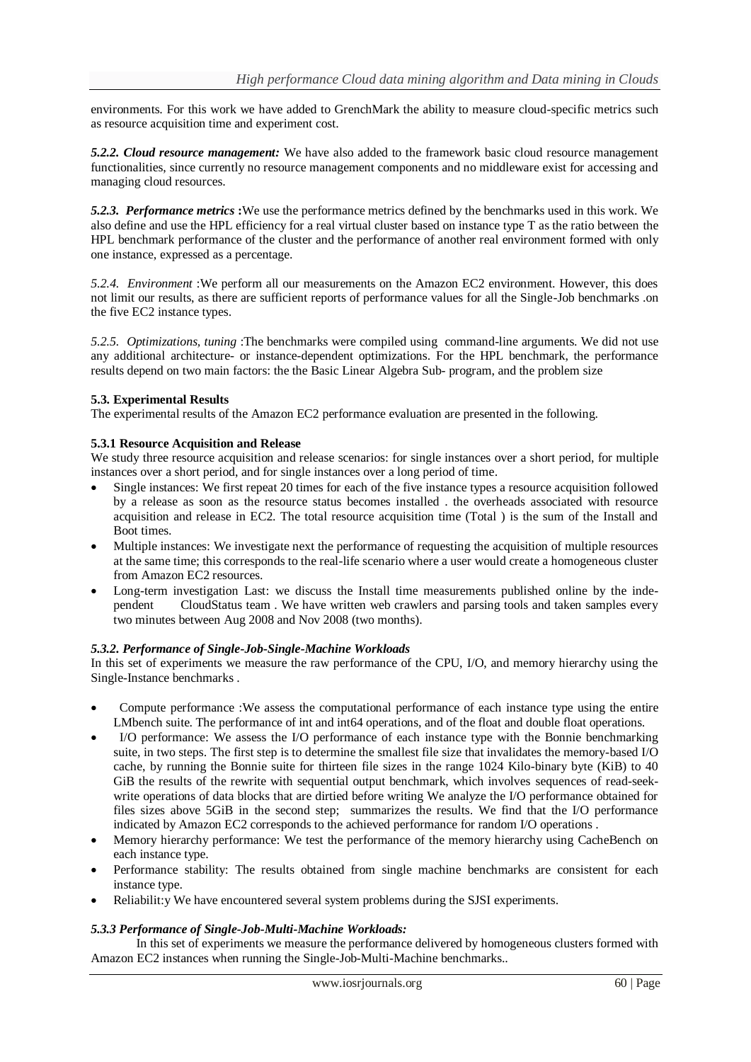environments. For this work we have added to GrenchMark the ability to measure cloud-specific metrics such as resource acquisition time and experiment cost.

***5.2.2. Cloud resource management:*** We have also added to the framework basic cloud resource management functionalities, since currently no resource management components and no middleware exist for accessing and managing cloud resources.

***5.2.3. Performance metrics*** **:**We use the performance metrics defined by the benchmarks used in this work. We also define and use the HPL efficiency for a real virtual cluster based on instance type T as the ratio between the HPL benchmark performance of the cluster and the performance of another real environment formed with only one instance, expressed as a percentage.

*5.2.4. Environment* :We perform all our measurements on the Amazon EC2 environment. However, this does not limit our results, as there are sufficient reports of performance values for all the Single-Job benchmarks .on the five EC2 instance types.

*5.2.5. Optimizations, tuning* :The benchmarks were compiled using command-line arguments. We did not use any additional architecture- or instance-dependent optimizations. For the HPL benchmark, the performance results depend on two main factors: the the Basic Linear Algebra Sub- program, and the problem size

### 5.3. Experimental Results

The experimental results of the Amazon EC2 performance evaluation are presented in the following.

#### 5.3.1 Resource Acquisition and Release

We study three resource acquisition and release scenarios: for single instances over a short period, for multiple instances over a short period, and for single instances over a long period of time.

- Single instances: We first repeat 20 times for each of the five instance types a resource acquisition followed by a release as soon as the resource status becomes installed . the overheads associated with resource acquisition and release in EC2. The total resource acquisition time (Total ) is the sum of the Install and Boot times.
- Multiple instances: We investigate next the performance of requesting the acquisition of multiple resources at the same time; this corresponds to the real-life scenario where a user would create a homogeneous cluster from Amazon EC2 resources.
- Long-term investigation Last: we discuss the Install time measurements published online by the inde- pendent CloudStatus team . We have written web crawlers and parsing tools and taken samples every two minutes between Aug 2008 and Nov 2008 (two months).

#### *5.3.2. Performance of Single-Job-Single-Machine Workloads*

In this set of experiments we measure the raw performance of the CPU, I/O, and memory hierarchy using the Single-Instance benchmarks .

- Compute performance :We assess the computational performance of each instance type using the entire LMbench suite. The performance of int and int64 operations, and of the float and double float operations.
- I/O performance: We assess the I/O performance of each instance type with the Bonnie benchmarking suite, in two steps. The first step is to determine the smallest file size that invalidates the memory-based I/O cache, by running the Bonnie suite for thirteen file sizes in the range 1024 Kilo-binary byte (KiB) to 40 GiB the results of the rewrite with sequential output benchmark, which involves sequences of read-seek-write operations of data blocks that are dirtied before writing We analyze the I/O performance obtained for files sizes above 5GiB in the second step; summarizes the results. We find that the I/O performance indicated by Amazon EC2 corresponds to the achieved performance for random I/O operations .
- Memory hierarchy performance: We test the performance of the memory hierarchy using CacheBench on each instance type.
- Performance stability: The results obtained from single machine benchmarks are consistent for each instance type.
- Reliabilit:y We have encountered several system problems during the SJSI experiments.

#### *5.3.3 Performance of Single-Job-Multi-Machine Workloads:*

In this set of experiments we measure the performance delivered by homogeneous clusters formed with Amazon EC2 instances when running the Single-Job-Multi-Machine benchmarks..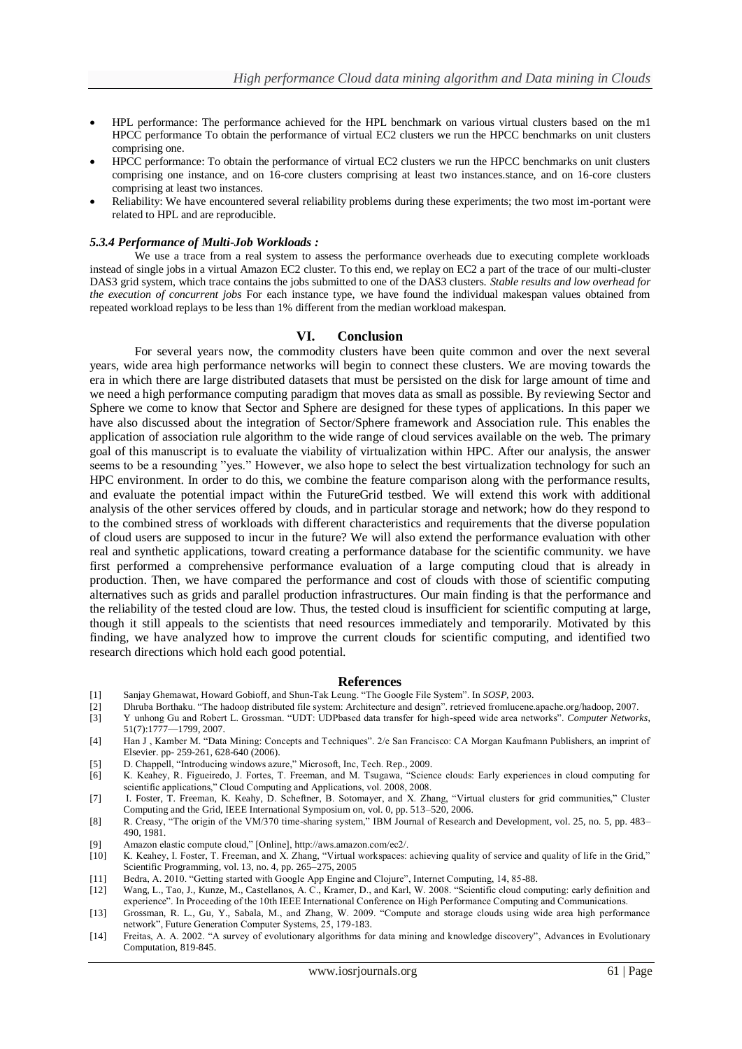- HPL performance: The performance achieved for the HPL benchmark on various virtual clusters based on the m1 HPCC performance To obtain the performance of virtual EC2 clusters we run the HPCC benchmarks on unit clusters comprising one.
- HPCC performance: To obtain the performance of virtual EC2 clusters we run the HPCC benchmarks on unit clusters comprising one instance, and on 16-core clusters comprising at least two instances.stance, and on 16-core clusters comprising at least two instances.
- Reliability: We have encountered several reliability problems during these experiments; the two most im-portant were related to HPL and are reproducible.

#### *5.3.4 Performance of Multi-Job Workloads :*

We use a trace from a real system to assess the performance overheads due to executing complete workloads instead of single jobs in a virtual Amazon EC2 cluster. To this end, we replay on EC2 a part of the trace of our multi-cluster DAS3 grid system, which trace contains the jobs submitted to one of the DAS3 clusters. *Stable results and low overhead for the execution of concurrent jobs* For each instance type, we have found the individual makespan values obtained from repeated workload replays to be less than 1% different from the median workload makespan.

## VI. Conclusion

For several years now, the commodity clusters have been quite common and over the next several years, wide area high performance networks will begin to connect these clusters. We are moving towards the era in which there are large distributed datasets that must be persisted on the disk for large amount of time and we need a high performance computing paradigm that moves data as small as possible. By reviewing Sector and Sphere we come to know that Sector and Sphere are designed for these types of applications. In this paper we have also discussed about the integration of Sector/Sphere framework and Association rule. This enables the application of association rule algorithm to the wide range of cloud services available on the web. The primary goal of this manuscript is to evaluate the viability of virtualization within HPC. After our analysis, the answer seems to be a resounding "yes." However, we also hope to select the best virtualization technology for such an HPC environment. In order to do this, we combine the feature comparison along with the performance results, and evaluate the potential impact within the FutureGrid testbed. We will extend this work with additional analysis of the other services offered by clouds, and in particular storage and network; how do they respond to to the combined stress of workloads with different characteristics and requirements that the diverse population of cloud users are supposed to incur in the future? We will also extend the performance evaluation with other real and synthetic applications, toward creating a performance database for the scientific community. we have first performed a comprehensive performance evaluation of a large computing cloud that is already in production. Then, we have compared the performance and cost of clouds with those of scientific computing alternatives such as grids and parallel production infrastructures. Our main finding is that the performance and the reliability of the tested cloud are low. Thus, the tested cloud is insufficient for scientific computing at large, though it still appeals to the scientists that need resources immediately and temporarily. Motivated by this finding, we have analyzed how to improve the current clouds for scientific computing, and identified two research directions which hold each good potential.

## References

[1] Sanjay Ghemawat, Howard Gobioff, and Shun-Tak Leung. "The Google File System". In *SOSP*, 2003.

[2] Dhruba Borthaku. "The hadoop distributed file system: Architecture and design". retrieved fromlucene.apache.org/hadoop, 2007.

[3] Y unhong Gu and Robert L. Grossman. "UDT: UDPbased data transfer for high-speed wide area networks". *Computer Networks*, 51(7):1777—1799, 2007.

[4] Han J , Kamber M. "Data Mining: Concepts and Techniques". 2/e San Francisco: CA Morgan Kaufmann Publishers, an imprint of Elsevier. pp- 259-261, 628-640 (2006).

[5] D. Chappell, "Introducing windows azure," Microsoft, Inc, Tech. Rep., 2009.

[6] K. Keahey, R. Figueiredo, J. Fortes, T. Freeman, and M. Tsugawa, "Science clouds: Early experiences in cloud computing for scientific applications," Cloud Computing and Applications, vol. 2008, 2008.

[7] I. Foster, T. Freeman, K. Keahy, D. Scheftner, B. Sotomayer, and X. Zhang, "Virtual clusters for grid communities," Cluster Computing and the Grid, IEEE International Symposium on, vol. 0, pp. 513–520, 2006.

[8] R. Creasy, "The origin of the VM/370 time-sharing system," IBM Journal of Research and Development, vol. 25, no. 5, pp. 483–490, 1981.

[9] Amazon elastic compute cloud," [Online], http://aws.amazon.com/ec2/.

[10] K. Keahey, I. Foster, T. Freeman, and X. Zhang, "Virtual workspaces: achieving quality of service and quality of life in the Grid," Scientific Programming, vol. 13, no. 4, pp. 265–275, 2005

[11] Bedra, A. 2010. "Getting started with Google App Engine and Clojure", Internet Computing, 14, 85-88.

[12] Wang, L., Tao, J., Kunze, M., Castellanos, A. C., Kramer, D., and Karl, W. 2008. "Scientific cloud computing: early definition and experience". In Proceeding of the 10th IEEE International Conference on High Performance Computing and Communications.

[13] Grossman, R. L., Gu, Y., Sabala, M., and Zhang, W. 2009. "Compute and storage clouds using wide area high performance network", Future Generation Computer Systems, 25, 179-183.

[14] Freitas, A. A. 2002. "A survey of evolutionary algorithms for data mining and knowledge discovery", Advances in Evolutionary Computation, 819-845.